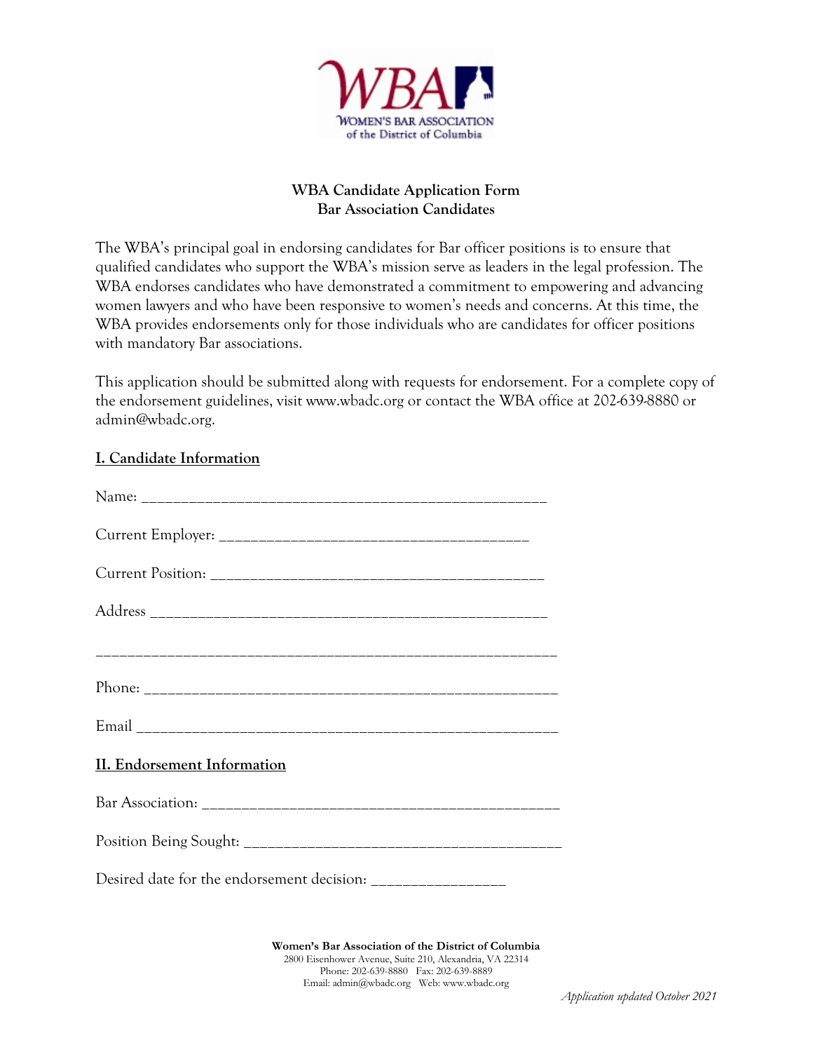WBA

WOMEN'S BAR ASSOCIATION
of the District of Columbia

**WBA Candidate Application Form**
**Bar Association Candidates**

The WBA's principal goal in endorsing candidates for Bar officer positions is to ensure that qualified candidates who support the WBA's mission serve as leaders in the legal profession. The WBA endorses candidates who have demonstrated a commitment to empowering and advancing women lawyers and who have been responsive to women's needs and concerns. At this time, the WBA provides endorsements only for those individuals who are candidates for officer positions with mandatory Bar associations.

This application should be submitted along with requests for endorsement. For a complete copy of the endorsement guidelines, visit www.wbadc.org or contact the WBA office at 202-639-8880 or admin@wbadc.org.

## I. Candidate Information

Name: ____________________________________________________

Current Employer: _______________________________________

Current Position: ___________________________________________

Address __________________________________________________

____________________________________________________________

Phone: ____________________________________________________

Email _____________________________________________________

## II. Endorsement Information

Bar Association: ____________________________________________

Position Being Sought: _______________________________________

Desired date for the endorsement decision: _________________

**Women's Bar Association of the District of Columbia**
2800 Eisenhower Avenue, Suite 210, Alexandria, VA 22314
Phone: 202-639-8880 Fax: 202-639-8889
Email: admin@wbadc.org Web: www.wbadc.org

*Application updated October 2021*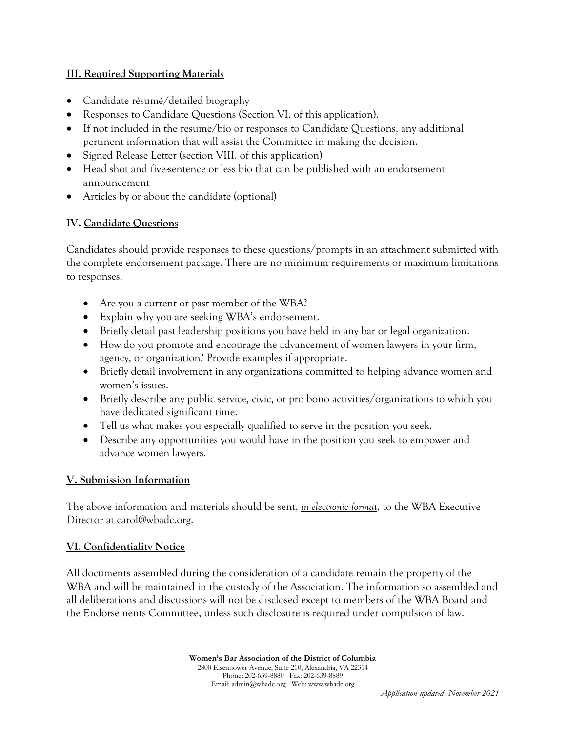## III. Required Supporting Materials

- Candidate résumé/detailed biography
- Responses to Candidate Questions (Section VI. of this application).
- If not included in the resume/bio or responses to Candidate Questions, any additional pertinent information that will assist the Committee in making the decision.
- Signed Release Letter (section VIII. of this application)
- Head shot and five-sentence or less bio that can be published with an endorsement announcement
- Articles by or about the candidate (optional)

## IV. Candidate Questions

Candidates should provide responses to these questions/prompts in an attachment submitted with the complete endorsement package. There are no minimum requirements or maximum limitations to responses.

- Are you a current or past member of the WBA?
- Explain why you are seeking WBA's endorsement.
- Briefly detail past leadership positions you have held in any bar or legal organization.
- How do you promote and encourage the advancement of women lawyers in your firm, agency, or organization? Provide examples if appropriate.
- Briefly detail involvement in any organizations committed to helping advance women and women's issues.
- Briefly describe any public service, civic, or pro bono activities/organizations to which you have dedicated significant time.
- Tell us what makes you especially qualified to serve in the position you seek.
- Describe any opportunities you would have in the position you seek to empower and advance women lawyers.

## V. Submission Information

The above information and materials should be sent, ***in electronic format***, to the WBA Executive Director at carol@wbadc.org.

## VI. Confidentiality Notice

All documents assembled during the consideration of a candidate remain the property of the WBA and will be maintained in the custody of the Association. The information so assembled and all deliberations and discussions will not be disclosed except to members of the WBA Board and the Endorsements Committee, unless such disclosure is required under compulsion of law.

**Women's Bar Association of the District of Columbia**
2800 Eisenhower Avenue, Suite 210, Alexandria, VA 22314
Phone: 202-639-8880 Fax: 202-639-8889
Email: admin@wbadc.org Web: www.wbadc.org

*Application updated November 2021*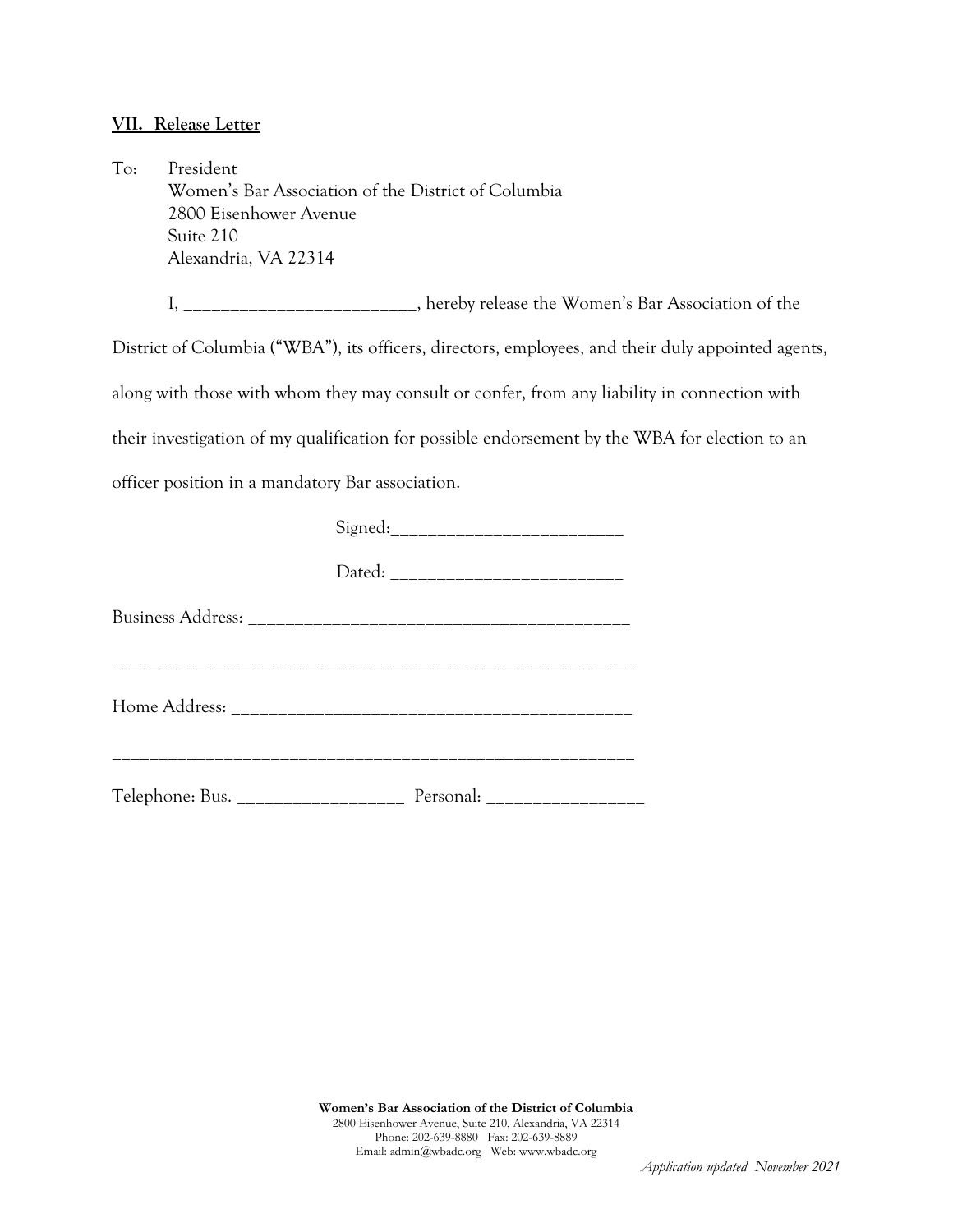## VII. Release Letter

To: President
Women's Bar Association of the District of Columbia
2800 Eisenhower Avenue
Suite 210
Alexandria, VA 22314

I, ________________________, hereby release the Women's Bar Association of the District of Columbia ("WBA"), its officers, directors, employees, and their duly appointed agents, along with those with whom they may consult or confer, from any liability in connection with their investigation of my qualification for possible endorsement by the WBA for election to an officer position in a mandatory Bar association.

Signed:________________________

Dated: ________________________

Business Address: ______________________________________

________________________________________________________

Home Address: __________________________________________

________________________________________________________

Telephone: Bus. _________________ Personal: ________________

*Application updated November 2021*